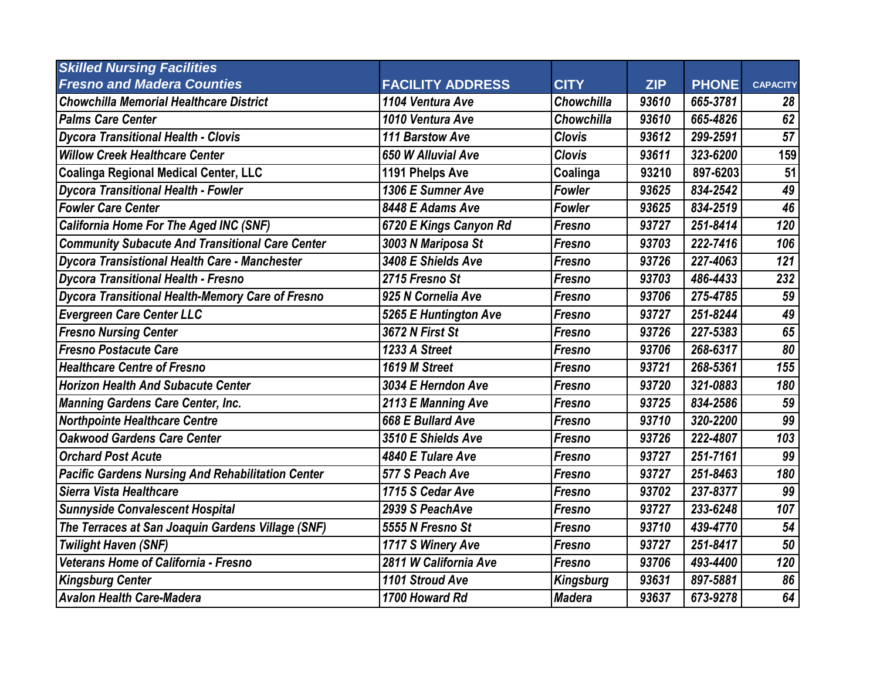| *Skilled Nursing Facilities*<br>*Fresno and Madera Counties* | FACILITY ADDRESS | CITY | ZIP | PHONE | CAPACITY |
|---|---|---|---|---|---|
| ***Chowchilla Memorial Healthcare District*** | ***1104 Ventura Ave*** | ***Chowchilla*** | ***93610*** | ***665-3781*** | ***28*** |
| ***Palms Care Center*** | ***1010 Ventura Ave*** | ***Chowchilla*** | ***93610*** | ***665-4826*** | ***62*** |
| ***Dycora Transitional Health - Clovis*** | ***111 Barstow Ave*** | ***Clovis*** | ***93612*** | ***299-2591*** | ***57*** |
| ***Willow Creek Healthcare Center*** | ***650 W Alluvial Ave*** | ***Clovis*** | ***93611*** | ***323-6200*** | ***159*** |
| **Coalinga Regional Medical Center, LLC** | **1191 Phelps Ave** | **Coalinga** | **93210** | **897-6203** | **51** |
| ***Dycora Transitional Health - Fowler*** | ***1306 E Sumner Ave*** | ***Fowler*** | ***93625*** | ***834-2542*** | ***49*** |
| ***Fowler Care Center*** | ***8448 E Adams Ave*** | ***Fowler*** | ***93625*** | ***834-2519*** | ***46*** |
| ***California Home For The Aged INC (SNF)*** | ***6720 E Kings Canyon Rd*** | ***Fresno*** | ***93727*** | ***251-8414*** | ***120*** |
| ***Community Subacute And Transitional Care Center*** | ***3003 N Mariposa St*** | ***Fresno*** | ***93703*** | ***222-7416*** | ***106*** |
| ***Dycora Transistional Health Care - Manchester*** | ***3408 E Shields Ave*** | ***Fresno*** | ***93726*** | ***227-4063*** | ***121*** |
| ***Dycora Transitional Health - Fresno*** | ***2715 Fresno St*** | ***Fresno*** | ***93703*** | ***486-4433*** | ***232*** |
| ***Dycora Transitional Health-Memory Care of Fresno*** | ***925 N Cornelia Ave*** | ***Fresno*** | ***93706*** | ***275-4785*** | ***59*** |
| ***Evergreen Care Center LLC*** | ***5265 E Huntington Ave*** | ***Fresno*** | ***93727*** | ***251-8244*** | ***49*** |
| ***Fresno Nursing Center*** | ***3672 N First St*** | ***Fresno*** | ***93726*** | ***227-5383*** | ***65*** |
| ***Fresno Postacute Care*** | ***1233 A Street*** | ***Fresno*** | ***93706*** | ***268-6317*** | ***80*** |
| ***Healthcare Centre of Fresno*** | ***1619 M Street*** | ***Fresno*** | ***93721*** | ***268-5361*** | ***155*** |
| ***Horizon Health And Subacute Center*** | ***3034 E Herndon Ave*** | ***Fresno*** | ***93720*** | ***321-0883*** | ***180*** |
| ***Manning Gardens Care Center, Inc.*** | ***2113 E Manning Ave*** | ***Fresno*** | ***93725*** | ***834-2586*** | ***59*** |
| ***Northpointe Healthcare Centre*** | ***668 E Bullard Ave*** | ***Fresno*** | ***93710*** | ***320-2200*** | ***99*** |
| ***Oakwood Gardens Care Center*** | ***3510 E Shields Ave*** | ***Fresno*** | ***93726*** | ***222-4807*** | ***103*** |
| ***Orchard Post Acute*** | ***4840 E Tulare Ave*** | ***Fresno*** | ***93727*** | ***251-7161*** | ***99*** |
| ***Pacific Gardens Nursing And Rehabilitation Center*** | ***577 S Peach Ave*** | ***Fresno*** | ***93727*** | ***251-8463*** | ***180*** |
| ***Sierra Vista Healthcare*** | ***1715 S Cedar Ave*** | ***Fresno*** | ***93702*** | ***237-8377*** | ***99*** |
| ***Sunnyside Convalescent Hospital*** | ***2939 S PeachAve*** | ***Fresno*** | ***93727*** | ***233-6248*** | ***107*** |
| ***The Terraces at San Joaquin Gardens Village (SNF)*** | ***5555 N Fresno St*** | ***Fresno*** | ***93710*** | ***439-4770*** | ***54*** |
| ***Twilight Haven (SNF)*** | ***1717 S Winery Ave*** | ***Fresno*** | ***93727*** | ***251-8417*** | ***50*** |
| ***Veterans Home of California - Fresno*** | ***2811 W California Ave*** | ***Fresno*** | ***93706*** | ***493-4400*** | ***120*** |
| ***Kingsburg Center*** | ***1101 Stroud Ave*** | ***Kingsburg*** | ***93631*** | ***897-5881*** | ***86*** |
| ***Avalon Health Care-Madera*** | ***1700 Howard Rd*** | ***Madera*** | ***93637*** | ***673-9278*** | ***64*** |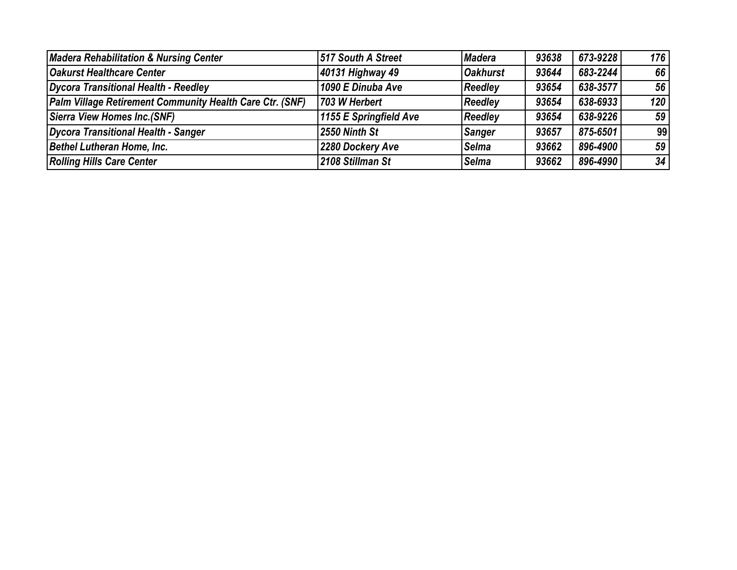| | | | | | |
|---|---|---|---|---|---|
| ***Madera Rehabilitation & Nursing Center*** | ***517 South A Street*** | ***Madera*** | ***93638*** | ***673-9228*** | ***176*** |
| ***Oakurst Healthcare Center*** | ***40131 Highway 49*** | ***Oakhurst*** | ***93644*** | ***683-2244*** | ***66*** |
| ***Dycora Transitional Health - Reedley*** | ***1090 E Dinuba Ave*** | ***Reedley*** | ***93654*** | ***638-3577*** | ***56*** |
| ***Palm Village Retirement Community Health Care Ctr. (SNF)*** | ***703 W Herbert*** | ***Reedley*** | ***93654*** | ***638-6933*** | ***120*** |
| ***Sierra View Homes Inc.(SNF)*** | ***1155 E Springfield Ave*** | ***Reedley*** | ***93654*** | ***638-9226*** | ***59*** |
| ***Dycora Transitional Health - Sanger*** | ***2550 Ninth St*** | ***Sanger*** | ***93657*** | ***875-6501*** | ***99*** |
| ***Bethel Lutheran Home, Inc.*** | ***2280 Dockery Ave*** | ***Selma*** | ***93662*** | ***896-4900*** | ***59*** |
| ***Rolling Hills Care Center*** | ***2108 Stillman St*** | ***Selma*** | ***93662*** | ***896-4990*** | ***34*** |